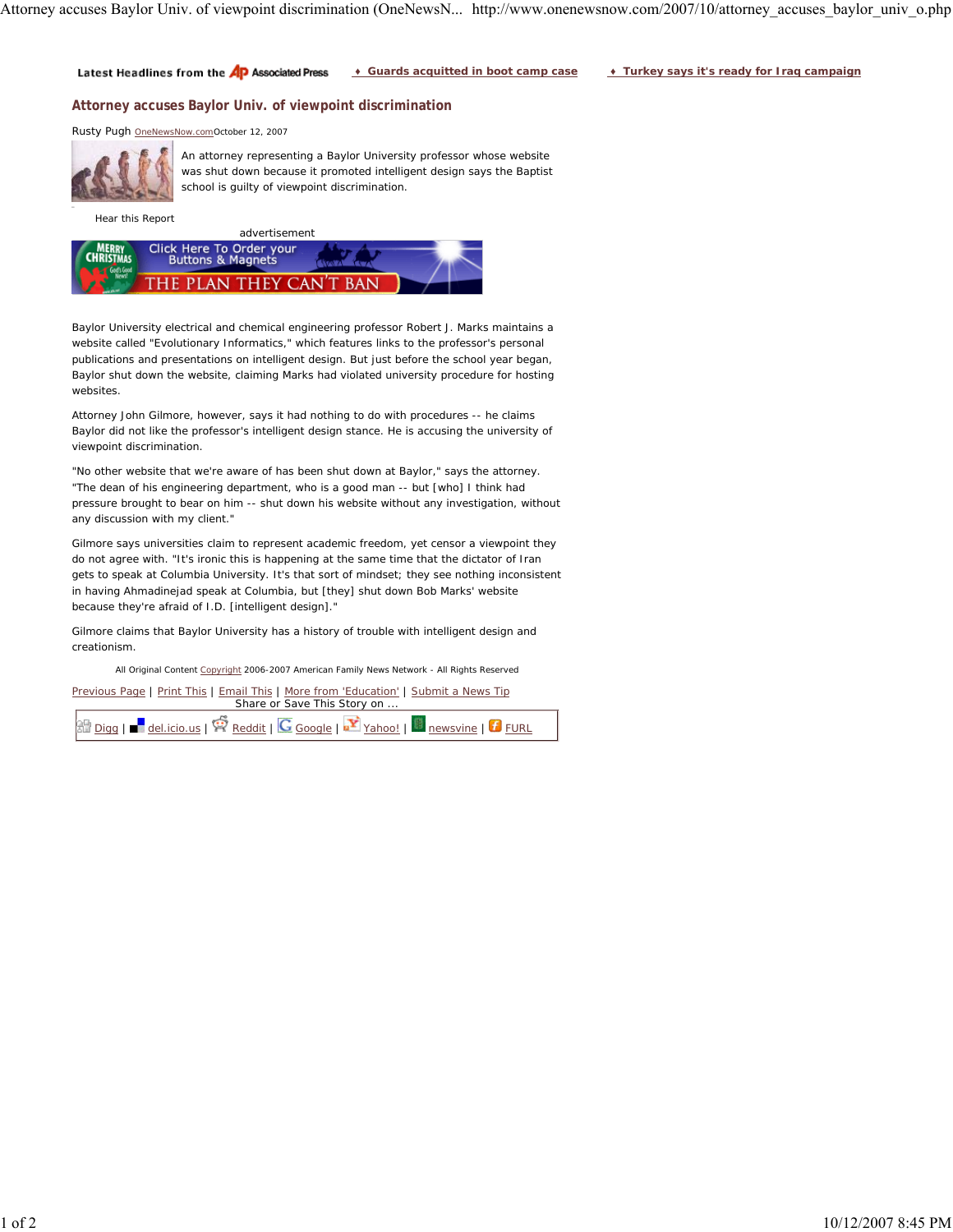Latest Headlines from the Associated Press ♦ Guards acquitted in boot camp case ♦ Turkey says it's ready for Iraq campaign

## Attorney accuses Baylor Univ. of viewpoint discrimination

Rusty Pugh OneNewsNow.com October 12, 2007

An attorney representing a Baylor University professor whose website was shut down because it promoted intelligent design says the Baptist school is guilty of viewpoint discrimination.

Hear this Report

advertisement

Baylor University electrical and chemical engineering professor Robert J. Marks maintains a website called "Evolutionary Informatics," which features links to the professor's personal publications and presentations on intelligent design. But just before the school year began, Baylor shut down the website, claiming Marks had violated university procedure for hosting websites.

Attorney John Gilmore, however, says it had nothing to do with procedures -- he claims Baylor did not like the professor's intelligent design stance. He is accusing the university of viewpoint discrimination.

"No other website that we're aware of has been shut down at Baylor," says the attorney. "The dean of his engineering department, who is a good man -- but [who] I think had pressure brought to bear on him -- shut down his website without any investigation, without any discussion with my client."

Gilmore says universities claim to represent academic freedom, yet censor a viewpoint they do not agree with. "It's ironic this is happening at the same time that the dictator of Iran gets to speak at Columbia University. It's that sort of mindset; they see nothing inconsistent in having Ahmadinejad speak at Columbia, but [they] shut down Bob Marks' website because they're afraid of I.D. [intelligent design]."

Gilmore claims that Baylor University has a history of trouble with intelligent design and creationism.

All Original Content Copyright 2006-2007 American Family News Network - All Rights Reserved

Previous Page | Print This | Email This | More from 'Education' | Submit a News Tip

Share or Save This Story on ...

Digg | del.icio.us | Reddit | Google | Yahoo! | newsvine | FURL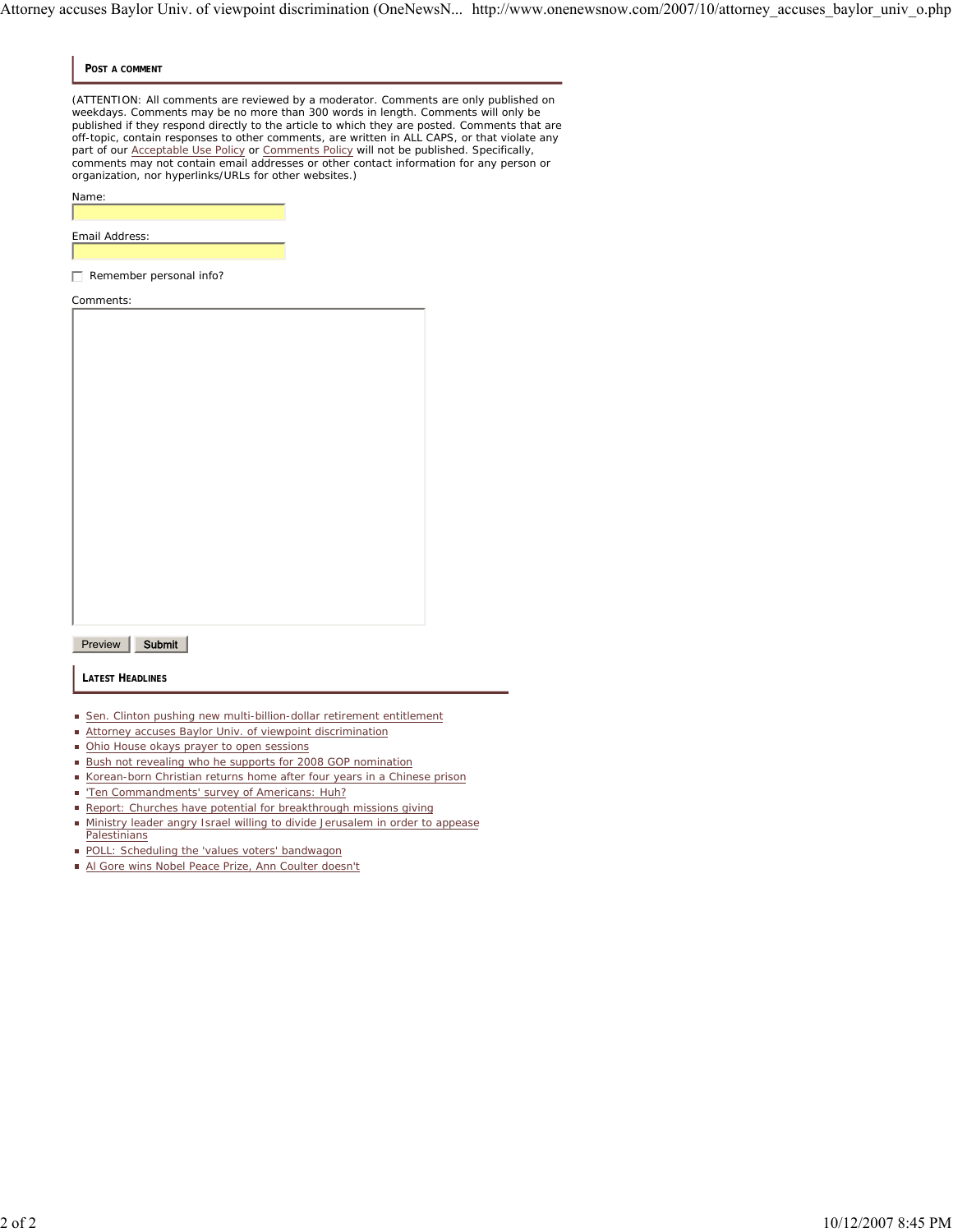## Post a Comment

(ATTENTION: All comments are reviewed by a moderator. Comments are only published on weekdays. Comments may be no more than 300 words in length. Comments will only be published if they respond directly to the article to which they are posted. Comments that are off-topic, contain responses to other comments, are written in ALL CAPS, or that violate any part of our Acceptable Use Policy or Comments Policy will not be published. Specifically, comments may not contain email addresses or other contact information for any person or organization, nor hyperlinks/URLs for other websites.)

Name:

Email Address:

Remember personal info?

Comments:

Preview Submit

## Latest Headlines

- Sen. Clinton pushing new multi-billion-dollar retirement entitlement
- Attorney accuses Baylor Univ. of viewpoint discrimination
- Ohio House okays prayer to open sessions
- Bush not revealing who he supports for 2008 GOP nomination
- Korean-born Christian returns home after four years in a Chinese prison
- 'Ten Commandments' survey of Americans: Huh?
- Report: Churches have potential for breakthrough missions giving
- Ministry leader angry Israel willing to divide Jerusalem in order to appease Palestinians
- POLL: Scheduling the 'values voters' bandwagon
- Al Gore wins Nobel Peace Prize, Ann Coulter doesn't